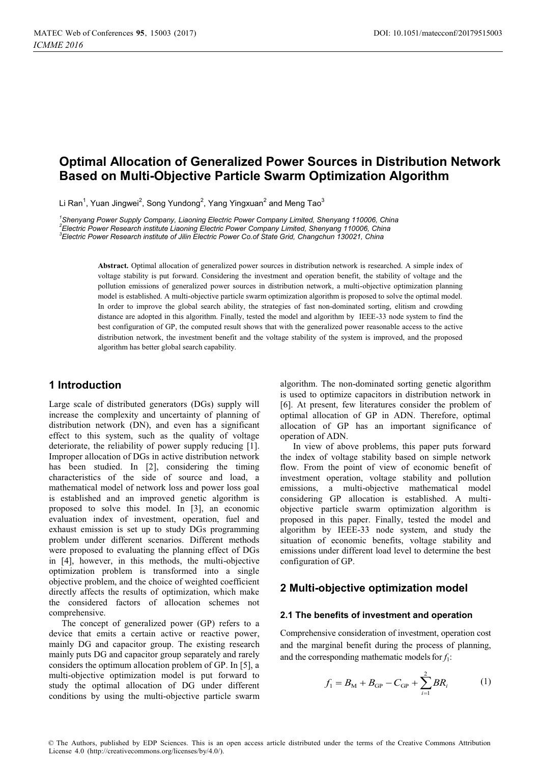# Optimal Allocation of Generalized Power Sources in Distribution Network Based on Multi-Objective Particle Swarm Optimization Algorithm

Li Ran[1], Yuan Jingwei[2], Song Yundong[2], Yang Yingxuan[2] and Meng Tao[3]

[1]Shenyang Power Supply Company, Liaoning Electric Power Company Limited, Shenyang 110006, China
[2]Electric Power Research institute Liaoning Electric Power Company Limited, Shenyang 110006, China
[3]Electric Power Research institute of Jilin Electric Power Co.of State Grid, Changchun 130021, China

**Abstract.** Optimal allocation of generalized power sources in distribution network is researched. A simple index of voltage stability is put forward. Considering the investment and operation benefit, the stability of voltage and the pollution emissions of generalized power sources in distribution network, a multi-objective optimization planning model is established. A multi-objective particle swarm optimization algorithm is proposed to solve the optimal model. In order to improve the global search ability, the strategies of fast non-dominated sorting, elitism and crowding distance are adopted in this algorithm. Finally, tested the model and algorithm by IEEE-33 node system to find the best configuration of GP, the computed result shows that with the generalized power reasonable access to the active distribution network, the investment benefit and the voltage stability of the system is improved, and the proposed algorithm has better global search capability.

## 1 Introduction

Large scale of distributed generators (DGs) supply will increase the complexity and uncertainty of planning of distribution network (DN), and even has a significant effect to this system, such as the quality of voltage deteriorate, the reliability of power supply reducing [1]. Improper allocation of DGs in active distribution network has been studied. In [2], considering the timing characteristics of the side of source and load, a mathematical model of network loss and power loss goal is established and an improved genetic algorithm is proposed to solve this model. In [3], an economic evaluation index of investment, operation, fuel and exhaust emission is set up to study DGs programming problem under different scenarios. Different methods were proposed to evaluating the planning effect of DGs in [4], however, in this methods, the multi-objective optimization problem is transformed into a single objective problem, and the choice of weighted coefficient directly affects the results of optimization, which make the considered factors of allocation schemes not comprehensive.

The concept of generalized power (GP) refers to a device that emits a certain active or reactive power, mainly DG and capacitor group. The existing research mainly puts DG and capacitor group separately and rarely considers the optimum allocation problem of GP. In [5], a multi-objective optimization model is put forward to study the optimal allocation of DG under different conditions by using the multi-objective particle swarm algorithm. The non-dominated sorting genetic algorithm is used to optimize capacitors in distribution network in [6]. At present, few literatures consider the problem of optimal allocation of GP in ADN. Therefore, optimal allocation of GP has an important significance of operation of ADN.

In view of above problems, this paper puts forward the index of voltage stability based on simple network flow. From the point of view of economic benefit of investment operation, voltage stability and pollution emissions, a multi-objective mathematical model considering GP allocation is established. A multi-objective particle swarm optimization algorithm is proposed in this paper. Finally, tested the model and algorithm by IEEE-33 node system, and study the situation of economic benefits, voltage stability and emissions under different load level to determine the best configuration of GP.

## 2 Multi-objective optimization model

### 2.1 The benefits of investment and operation

Comprehensive consideration of investment, operation cost and the marginal benefit during the process of planning, and the corresponding mathematic models for $f_1$:

$$f_1 = B_{\mathrm{M}} + B_{\mathrm{GP}} - C_{\mathrm{GP}} + \sum_{i=1}^{2} BR_i \tag{1}$$

© The Authors, published by EDP Sciences. This is an open access article distributed under the terms of the Creative Commons Attribution License 4.0 (http://creativecommons.org/licenses/by/4.0/).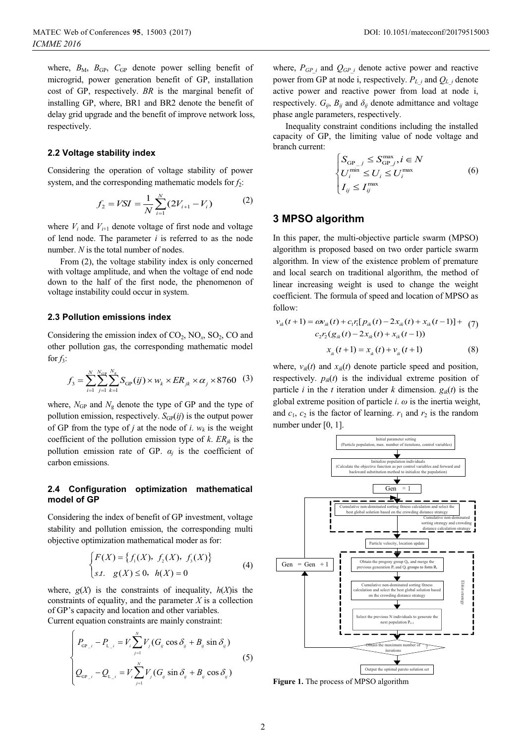where, $B_M$, $B_{GP}$, $C_{GP}$ denote power selling benefit of microgrid, power generation benefit of GP, installation cost of GP, respectively. $BR$ is the marginal benefit of installing GP, where, BR1 and BR2 denote the benefit of delay grid upgrade and the benefit of improve network loss, respectively.

### 2.2 Voltage stability index

Considering the operation of voltage stability of power system, and the corresponding mathematic models for $f_2$:

$$f_2 = VSI = \frac{1}{N}\sum_{i=1}^{N}(2V_{i+1} - V_i) \tag{2}$$

where $V_i$ and $V_{i+1}$ denote voltage of first node and voltage of lend node. The parameter $i$ is referred to as the node number. $N$ is the total number of nodes.

From (2), the voltage stability index is only concerned with voltage amplitude, and when the voltage of end node down to the half of the first node, the phenomenon of voltage instability could occur in system.

### 2.3 Pollution emissions index

Considering the emission index of $CO_2$, $NO_x$, $SO_2$, CO and other pollution gas, the corresponding mathematic model for $f_3$:

$$f_3 = \sum_{i=1}^{N}\sum_{j=1}^{N_{GP}}\sum_{k=1}^{N_g} S_{GP}(ij) \times w_k \times ER_{jk} \times \alpha_j \times 8760 \tag{3}$$

where, $N_{GP}$ and $N_g$ denote the type of GP and the type of pollution emission, respectively. $S_{GP}(ij)$ is the output power of GP from the type of $j$ at the node of $i$. $w_k$ is the weight coefficient of the pollution emission type of $k$. $ER_{jk}$ is the pollution emission rate of GP. $\alpha_j$ is the coefficient of carbon emissions.

### 2.4 Configuration optimization mathematical model of GP

Considering the index of benefit of GP investment, voltage stability and pollution emission, the corresponding multi objective optimization mathematical moder as for:

$$\begin{cases} F(X) = \{f_1(X),\ f_2(X),\ f_3(X)\} \\ s.t.\quad g(X) \le 0,\ h(X) = 0 \end{cases} \tag{4}$$

where, $g(X)$ is the constraints of inequality, $h(X)$is the constraints of equality, and the parameter $X$ is a collection of GP's capacity and location and other variables.
Current equation constraints are mainly constraint:

$$\begin{cases} P_{GP\_i} - P_{L\_i} = V_i \sum_{j=1}^{N} V_j (G_{ij}\cos\delta_{ij} + B_{ij}\sin\delta_{ij}) \\ Q_{GP\_i} - Q_{L\_i} = V_i \sum_{j=1}^{N} V_j (G_{ij}\sin\delta_{ij} + B_{ij}\cos\delta_{ij}) \end{cases} \tag{5}$$

where, $P_{GP\_i}$ and $Q_{GP\_i}$ denote active power and reactive power from GP at node i, respectively. $P_{L\_i}$ and $Q_{L\_i}$ denote active power and reactive power from load at node i, respectively. $G_{ij}$, $B_{ij}$ and $\delta_{ij}$ denote admittance and voltage phase angle parameters, respectively.

Inequality constraint conditions including the installed capacity of GP, the limiting value of node voltage and branch current:

$$\begin{cases} S_{GP\_j} \le S_{GP\_j}^{\max}, i \in N \\ U_i^{\min} \le U_i \le U_i^{\max} \\ I_{ij} \le I_{ij}^{\max} \end{cases} \tag{6}$$

## 3 MPSO algorithm

In this paper, the multi-objective particle swarm (MPSO) algorithm is proposed based on two order particle swarm algorithm. In view of the existence problem of premature and local search on traditional algorithm, the method of linear increasing weight is used to change the weight coefficient. The formula of speed and location of MPSO as follow:

$$\begin{aligned} v_{ik}(t+1) = \omega v_{ik}(t) + c_1 r_1 [p_{ik}(t) - 2x_{ik}(t) + x_{ik}(t-1)] + \\ c_2 r_2 (g_{ik}(t) - 2x_{ik}(t) + x_{ik}(t-1)) \end{aligned} \tag{7}$$

$$x_{ik}(t+1) = x_{ik}(t) + v_{ik}(t+1) \tag{8}$$

where, $v_{ik}(t)$ and $x_{ik}(t)$ denote particle speed and position, respectively. $p_{ik}(t)$ is the individual extreme position of particle $i$ in the $t$ iteration under $k$ dimension. $g_{ik}(t)$ is the global extreme position of particle $i$. $\omega$ is the inertia weight, and $c_1$, $c_2$ is the factor of learning. $r_1$ and $r_2$ is the random number under [0, 1].

Initial parameter setting
(Particle population, max. number of iterations, control variables)

Initialize population individuals
(Calculate the objective function as per control variables and forward and backward substitution method to initialize the population)

Gen = 1

Cumulative non-dominated sorting fitness calculation and select the best global solution based on the crowding distance strategy

Cumulative non-dominated sorting strategy and crowding distance calculation strategy

Particle velocity, location update

Obtain the progeny group $Q_t$ and merge the previous generation $P_t$ and $Q_t$ groups to form $R_t$

Cumulative non-dominated sorting fitness calculation and select the best global solution based on the crowding distance strategy

Select the previous N individuals to generate the next population $P_{t+1}$

Elitist strategy

Gen = Gen + 1

Obtain the maximum number of iterations ?

Output the optimal pareto solution set

**Figure 1.** The process of MPSO algorithm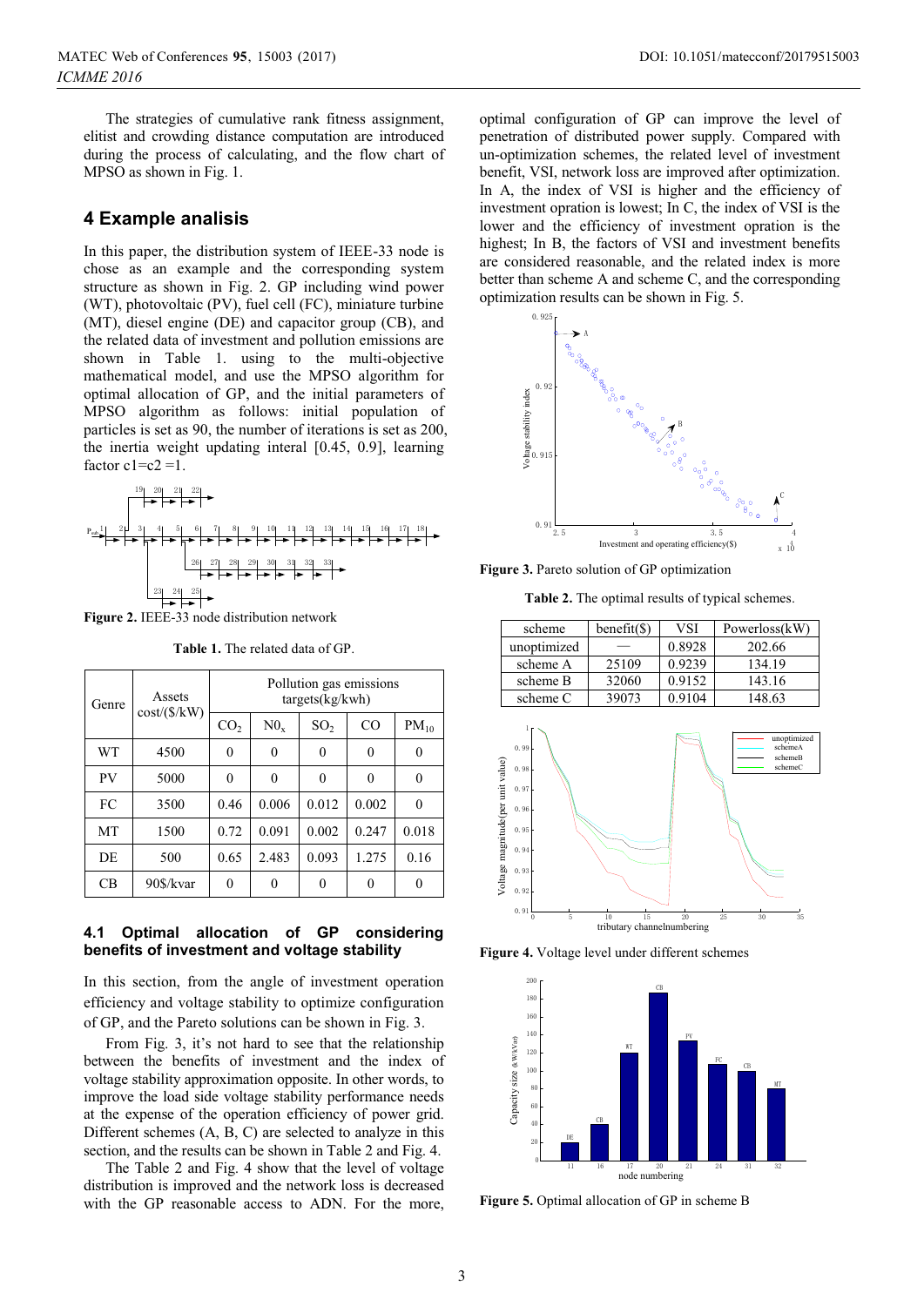The strategies of cumulative rank fitness assignment, elitist and crowding distance computation are introduced during the process of calculating, and the flow chart of MPSO as shown in Fig. 1.

## 4 Example analisis

In this paper, the distribution system of IEEE-33 node is chose as an example and the corresponding system structure as shown in Fig. 2. GP including wind power (WT), photovoltaic (PV), fuel cell (FC), miniature turbine (MT), diesel engine (DE) and capacitor group (CB), and the related data of investment and pollution emissions are shown in Table 1. using to the multi-objective mathematical model, and use the MPSO algorithm for optimal allocation of GP, and the initial parameters of MPSO algorithm as follows: initial population of particles is set as 90, the number of iterations is set as 200, the inertia weight updating interal [0.45, 0.9], learning factor c1=c2 =1.

**Figure 2.** IEEE-33 node distribution network

**Table 1.** The related data of GP.

| Genre | Assets cost/($/kW) | Pollution gas emissions targets(kg/kwh) | | | | |
|---|---|---|---|---|---|---|
| | | $CO_2$ | $N0_x$ | $SO_2$ | CO | $PM_{10}$ |
| WT | 4500 | 0 | 0 | 0 | 0 | 0 |
| PV | 5000 | 0 | 0 | 0 | 0 | 0 |
| FC | 3500 | 0.46 | 0.006 | 0.012 | 0.002 | 0 |
| MT | 1500 | 0.72 | 0.091 | 0.002 | 0.247 | 0.018 |
| DE | 500 | 0.65 | 2.483 | 0.093 | 1.275 | 0.16 |
| CB | 90$/kvar | 0 | 0 | 0 | 0 | 0 |

### 4.1 Optimal allocation of GP considering benefits of investment and voltage stability

In this section, from the angle of investment operation efficiency and voltage stability to optimize configuration of GP, and the Pareto solutions can be shown in Fig. 3.

From Fig. 3, it's not hard to see that the relationship between the benefits of investment and the index of voltage stability approximation opposite. In other words, to improve the load side voltage stability performance needs at the expense of the operation efficiency of power grid. Different schemes (A, B, C) are selected to analyze in this section, and the results can be shown in Table 2 and Fig. 4.

The Table 2 and Fig. 4 show that the level of voltage distribution is improved and the network loss is decreased with the GP reasonable access to ADN. For the more, optimal configuration of GP can improve the level of penetration of distributed power supply. Compared with un-optimization schemes, the related level of investment benefit, VSI, network loss are improved after optimization. In A, the index of VSI is higher and the efficiency of investment opration is lowest; In C, the index of VSI is the lower and the efficiency of investment opration is the highest; In B, the factors of VSI and investment benefits are considered reasonable, and the related index is more better than scheme A and scheme C, and the corresponding optimization results can be shown in Fig. 5.

**Figure 3.** Pareto solution of GP optimization

**Table 2.** The optimal results of typical schemes.

| scheme | benefit($) | VSI | Powerloss(kW) |
|---|---|---|---|
| unoptimized | — | 0.8928 | 202.66 |
| scheme A | 25109 | 0.9239 | 134.19 |
| scheme B | 32060 | 0.9152 | 143.16 |
| scheme C | 39073 | 0.9104 | 148.63 |

**Figure 4.** Voltage level under different schemes

**Figure 5.** Optimal allocation of GP in scheme B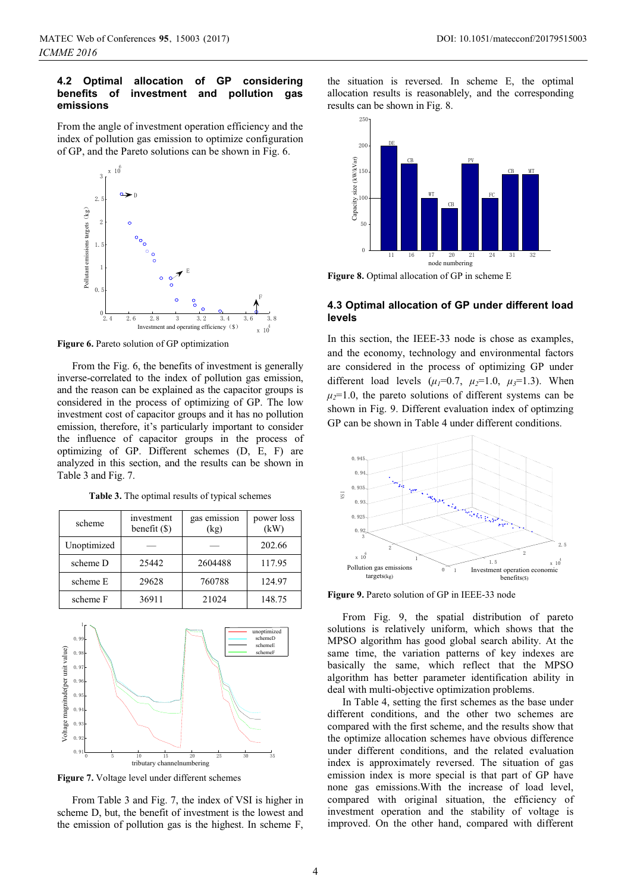## 4.2 Optimal allocation of GP considering benefits of investment and pollution gas emissions

From the angle of investment operation efficiency and the index of pollution gas emission to optimize configuration of GP, and the Pareto solutions can be shown in Fig. 6.

**Figure 6.** Pareto solution of GP optimization

From the Fig. 6, the benefits of investment is generally inverse-correlated to the index of pollution gas emission, and the reason can be explained as the capacitor groups is considered in the process of optimizing of GP. The low investment cost of capacitor groups and it has no pollution emission, therefore, it's particularly important to consider the influence of capacitor groups in the process of optimizing of GP. Different schemes (D, E, F) are analyzed in this section, and the results can be shown in Table 3 and Fig. 7.

**Table 3.** The optimal results of typical schemes

| scheme | investment benefit ($) | gas emission (kg) | power loss (kW) |
|---|---|---|---|
| Unoptimized | — | — | 202.66 |
| scheme D | 25442 | 2604488 | 117.95 |
| scheme E | 29628 | 760788 | 124.97 |
| scheme F | 36911 | 21024 | 148.75 |

**Figure 7.** Voltage level under different schemes

From Table 3 and Fig. 7, the index of VSI is higher in scheme D, but, the benefit of investment is the lowest and the emission of pollution gas is the highest. In scheme F, the situation is reversed. In scheme E, the optimal allocation results is reasonablely, and the corresponding results can be shown in Fig. 8.

**Figure 8.** Optimal allocation of GP in scheme E

## 4.3 Optimal allocation of GP under different load levels

In this section, the IEEE-33 node is chose as examples, and the economy, technology and environmental factors are considered in the process of optimizing GP under different load levels ($\mu_1$=0.7, $\mu_2$=1.0, $\mu_3$=1.3). When $\mu_2$=1.0, the pareto solutions of different systems can be shown in Fig. 9. Different evaluation index of optimzing GP can be shown in Table 4 under different conditions.

**Figure 9.** Pareto solution of GP in IEEE-33 node

From Fig. 9, the spatial distribution of pareto solutions is relatively uniform, which shows that the MPSO algorithm has good global search ability. At the same time, the variation patterns of key indexes are basically the same, which reflect that the MPSO algorithm has better parameter identification ability in deal with multi-objective optimization problems.

In Table 4, setting the first schemes as the base under different conditions, and the other two schemes are compared with the first scheme, and the results show that the optimize allocation schemes have obvious difference under different conditions, and the related evaluation index is approximately reversed. The situation of gas emission index is more special is that part of GP have none gas emissions.With the increase of load level, compared with original situation, the efficiency of investment operation and the stability of voltage is improved. On the other hand, compared with different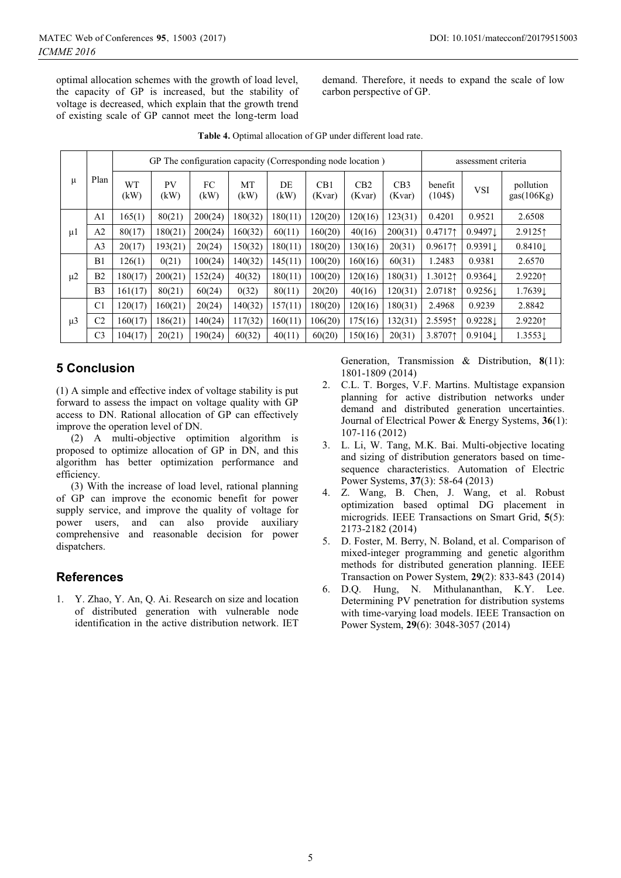optimal allocation schemes with the growth of load level, the capacity of GP is increased, but the stability of voltage is decreased, which explain that the growth trend of existing scale of GP cannot meet the long-term load demand. Therefore, it needs to expand the scale of low carbon perspective of GP.

**Table 4.** Optimal allocation of GP under different load rate.

| μ | Plan | GP The configuration capacity (Corresponding node location ) | | | | | | | | assessment criteria | | |
|---|---|---|---|---|---|---|---|---|---|---|---|---|
| | | WT (kW) | PV (kW) | FC (kW) | MT (kW) | DE (kW) | CB1 (Kvar) | CB2 (Kvar) | CB3 (Kvar) | benefit (104$) | VSI | pollution gas(106Kg) |
| μ1 | A1 | 165(1) | 80(21) | 200(24) | 180(32) | 180(11) | 120(20) | 120(16) | 123(31) | 0.4201 | 0.9521 | 2.6508 |
| | A2 | 80(17) | 180(21) | 200(24) | 160(32) | 60(11) | 160(20) | 40(16) | 200(31) | 0.4717↑ | 0.9497↓ | 2.9125↑ |
| | A3 | 20(17) | 193(21) | 20(24) | 150(32) | 180(11) | 180(20) | 130(16) | 20(31) | 0.9617↑ | 0.9391↓ | 0.8410↓ |
| μ2 | B1 | 126(1) | 0(21) | 100(24) | 140(32) | 145(11) | 100(20) | 160(16) | 60(31) | 1.2483 | 0.9381 | 2.6570 |
| | B2 | 180(17) | 200(21) | 152(24) | 40(32) | 180(11) | 100(20) | 120(16) | 180(31) | 1.3012↑ | 0.9364↓ | 2.9220↑ |
| | B3 | 161(17) | 80(21) | 60(24) | 0(32) | 80(11) | 20(20) | 40(16) | 120(31) | 2.0718↑ | 0.9256↓ | 1.7639↓ |
| μ3 | C1 | 120(17) | 160(21) | 20(24) | 140(32) | 157(11) | 180(20) | 120(16) | 180(31) | 2.4968 | 0.9239 | 2.8842 |
| | C2 | 160(17) | 186(21) | 140(24) | 117(32) | 160(11) | 106(20) | 175(16) | 132(31) | 2.5595↑ | 0.9228↓ | 2.9220↑ |
| | C3 | 104(17) | 20(21) | 190(24) | 60(32) | 40(11) | 60(20) | 150(16) | 20(31) | 3.8707↑ | 0.9104↓ | 1.3553↓ |

## 5 Conclusion

(1) A simple and effective index of voltage stability is put forward to assess the impact on voltage quality with GP access to DN. Rational allocation of GP can effectively improve the operation level of DN.

(2) A multi-objective optimition algorithm is proposed to optimize allocation of GP in DN, and this algorithm has better optimization performance and efficiency.

(3) With the increase of load level, rational planning of GP can improve the economic benefit for power supply service, and improve the quality of voltage for power users, and can also provide auxiliary comprehensive and reasonable decision for power dispatchers.

## References

1. Y. Zhao, Y. An, Q. Ai. Research on size and location of distributed generation with vulnerable node identification in the active distribution network. IET Generation, Transmission & Distribution, **8**(11): 1801-1809 (2014)
2. C.L. T. Borges, V.F. Martins. Multistage expansion planning for active distribution networks under demand and distributed generation uncertainties. Journal of Electrical Power & Energy Systems, **36**(1): 107-116 (2012)
3. L. Li, W. Tang, M.K. Bai. Multi-objective locating and sizing of distribution generators based on time-sequence characteristics. Automation of Electric Power Systems, **37**(3): 58-64 (2013)
4. Z. Wang, B. Chen, J. Wang, et al. Robust optimization based optimal DG placement in microgrids. IEEE Transactions on Smart Grid, **5**(5): 2173-2182 (2014)
5. D. Foster, M. Berry, N. Boland, et al. Comparison of mixed-integer programming and genetic algorithm methods for distributed generation planning. IEEE Transaction on Power System, **29**(2): 833-843 (2014)
6. D.Q. Hung, N. Mithulananthan, K.Y. Lee. Determining PV penetration for distribution systems with time-varying load models. IEEE Transaction on Power System, **29**(6): 3048-3057 (2014)